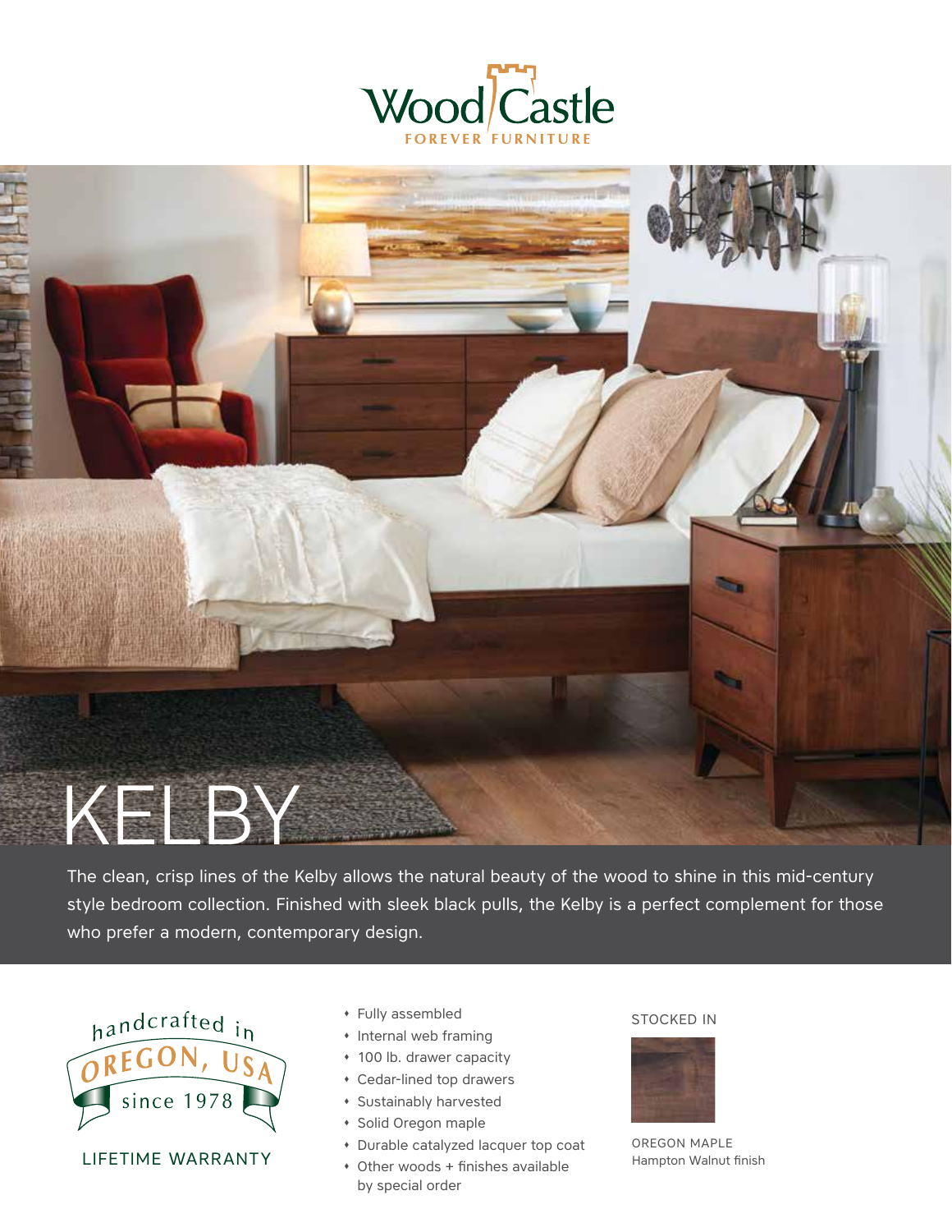Wood Castle
FOREVER FURNITURE

# KELBY

The clean, crisp lines of the Kelby allows the natural beauty of the wood to shine in this mid-century style bedroom collection. Finished with sleek black pulls, the Kelby is a perfect complement for those who prefer a modern, contemporary design.

handcrafted in OREGON, USA since 1978

LIFETIME WARRANTY

- Fully assembled
- Internal web framing
- 100 lb. drawer capacity
- Cedar-lined top drawers
- Sustainably harvested
- Solid Oregon maple
- Durable catalyzed lacquer top coat
- Other woods + finishes available by special order

STOCKED IN

OREGON MAPLE
Hampton Walnut finish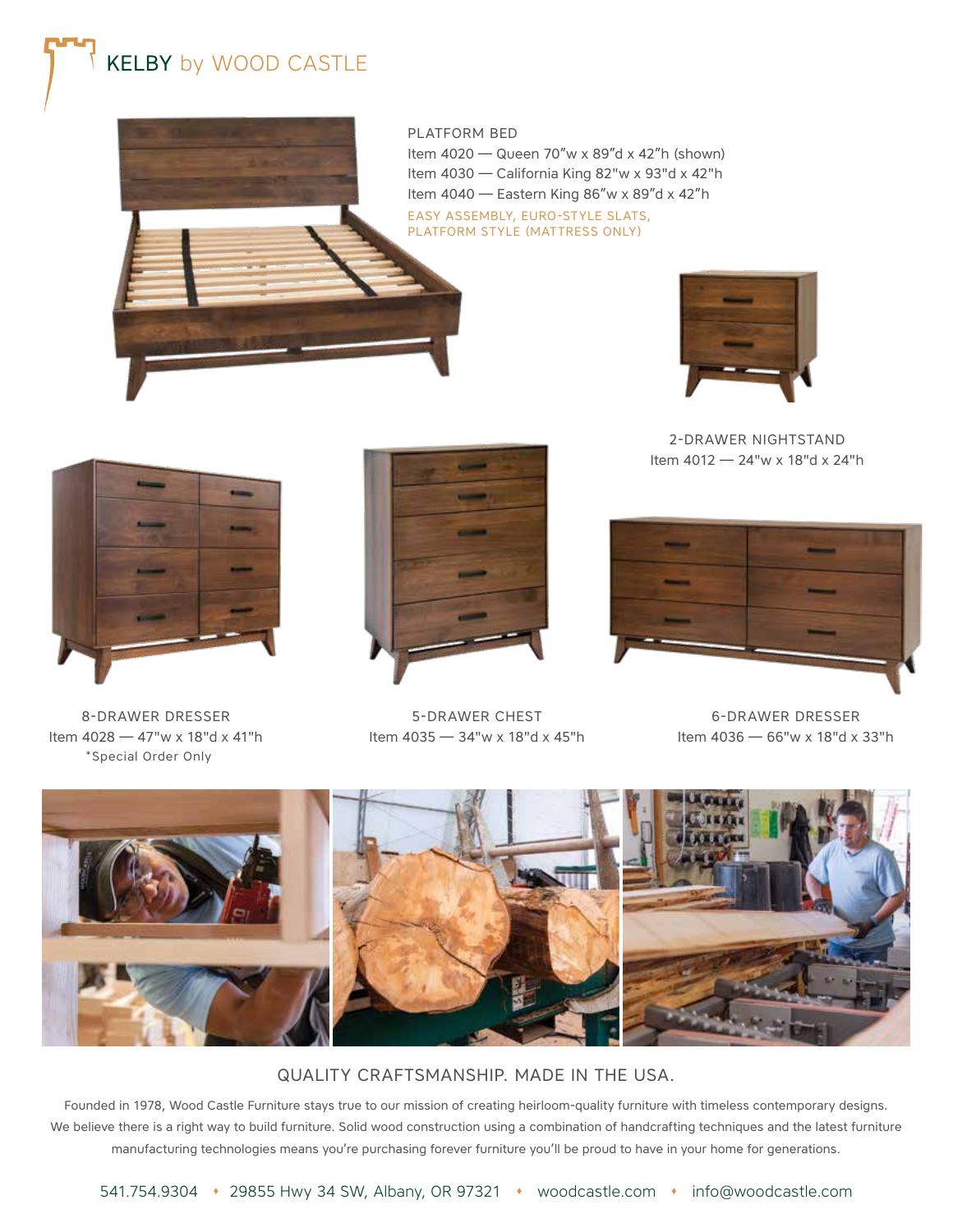# KELBY by WOOD CASTLE

PLATFORM BED
Item 4020 — Queen 70″w x 89″d x 42″h (shown)
Item 4030 — California King 82"w x 93"d x 42"h
Item 4040 — Eastern King 86″w x 89″d x 42″h
EASY ASSEMBLY, EURO-STYLE SLATS,
PLATFORM STYLE (MATTRESS ONLY)

2-DRAWER NIGHTSTAND
Item 4012 — 24"w x 18"d x 24"h

8-DRAWER DRESSER
Item 4028 — 47"w x 18"d x 41"h
*Special Order Only

5-DRAWER CHEST
Item 4035 — 34"w x 18"d x 45"h

6-DRAWER DRESSER
Item 4036 — 66"w x 18"d x 33"h

## QUALITY CRAFTSMANSHIP. MADE IN THE USA.

Founded in 1978, Wood Castle Furniture stays true to our mission of creating heirloom-quality furniture with timeless contemporary designs. We believe there is a right way to build furniture. Solid wood construction using a combination of handcrafting techniques and the latest furniture manufacturing technologies means you're purchasing forever furniture you'll be proud to have in your home for generations.

541.754.9304 • 29855 Hwy 34 SW, Albany, OR 97321 • woodcastle.com • info@woodcastle.com